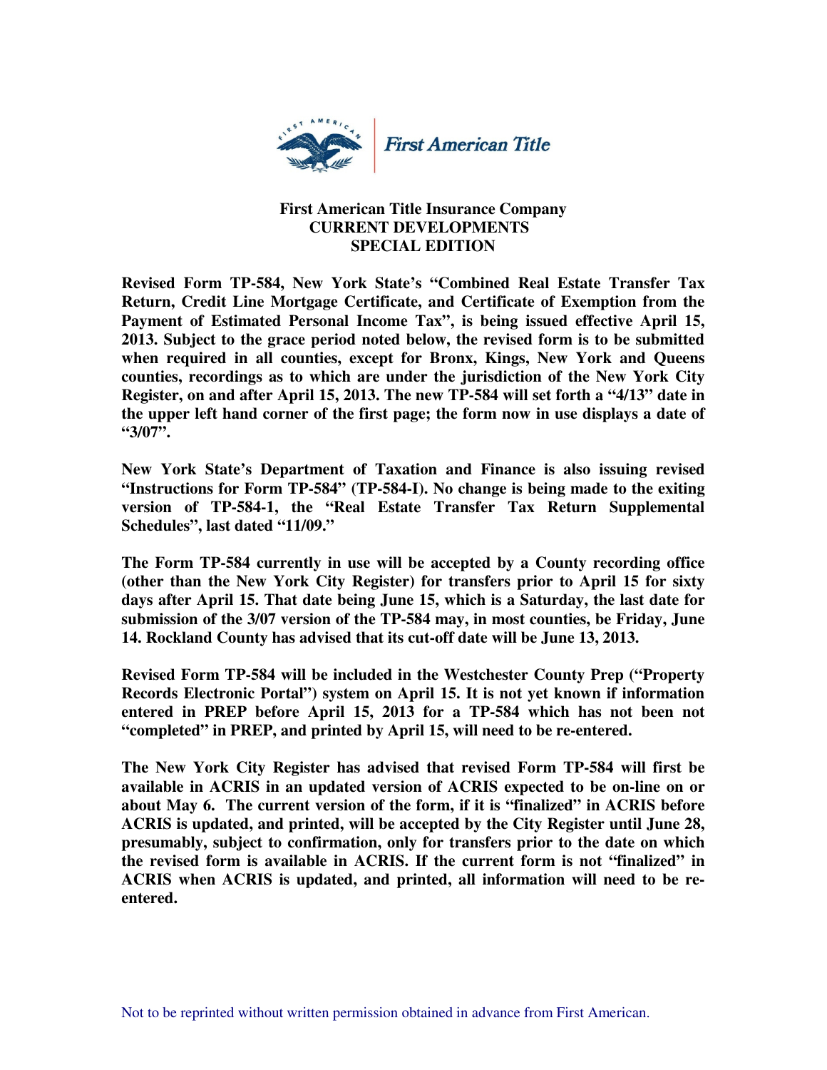First American Title

# First American Title Insurance Company
## CURRENT DEVELOPMENTS
## SPECIAL EDITION

**Revised Form TP-584, New York State's "Combined Real Estate Transfer Tax Return, Credit Line Mortgage Certificate, and Certificate of Exemption from the Payment of Estimated Personal Income Tax", is being issued effective April 15, 2013. Subject to the grace period noted below, the revised form is to be submitted when required in all counties, except for Bronx, Kings, New York and Queens counties, recordings as to which are under the jurisdiction of the New York City Register, on and after April 15, 2013. The new TP-584 will set forth a "4/13" date in the upper left hand corner of the first page; the form now in use displays a date of "3/07".**

**New York State's Department of Taxation and Finance is also issuing revised "Instructions for Form TP-584" (TP-584-I). No change is being made to the exiting version of TP-584-1, the "Real Estate Transfer Tax Return Supplemental Schedules", last dated "11/09."**

**The Form TP-584 currently in use will be accepted by a County recording office (other than the New York City Register) for transfers prior to April 15 for sixty days after April 15. That date being June 15, which is a Saturday, the last date for submission of the 3/07 version of the TP-584 may, in most counties, be Friday, June 14. Rockland County has advised that its cut-off date will be June 13, 2013.**

**Revised Form TP-584 will be included in the Westchester County Prep ("Property Records Electronic Portal") system on April 15. It is not yet known if information entered in PREP before April 15, 2013 for a TP-584 which has not been not "completed" in PREP, and printed by April 15, will need to be re-entered.**

**The New York City Register has advised that revised Form TP-584 will first be available in ACRIS in an updated version of ACRIS expected to be on-line on or about May 6. The current version of the form, if it is "finalized" in ACRIS before ACRIS is updated, and printed, will be accepted by the City Register until June 28, presumably, subject to confirmation, only for transfers prior to the date on which the revised form is available in ACRIS. If the current form is not "finalized" in ACRIS when ACRIS is updated, and printed, all information will need to be re-entered.**

Not to be reprinted without written permission obtained in advance from First American.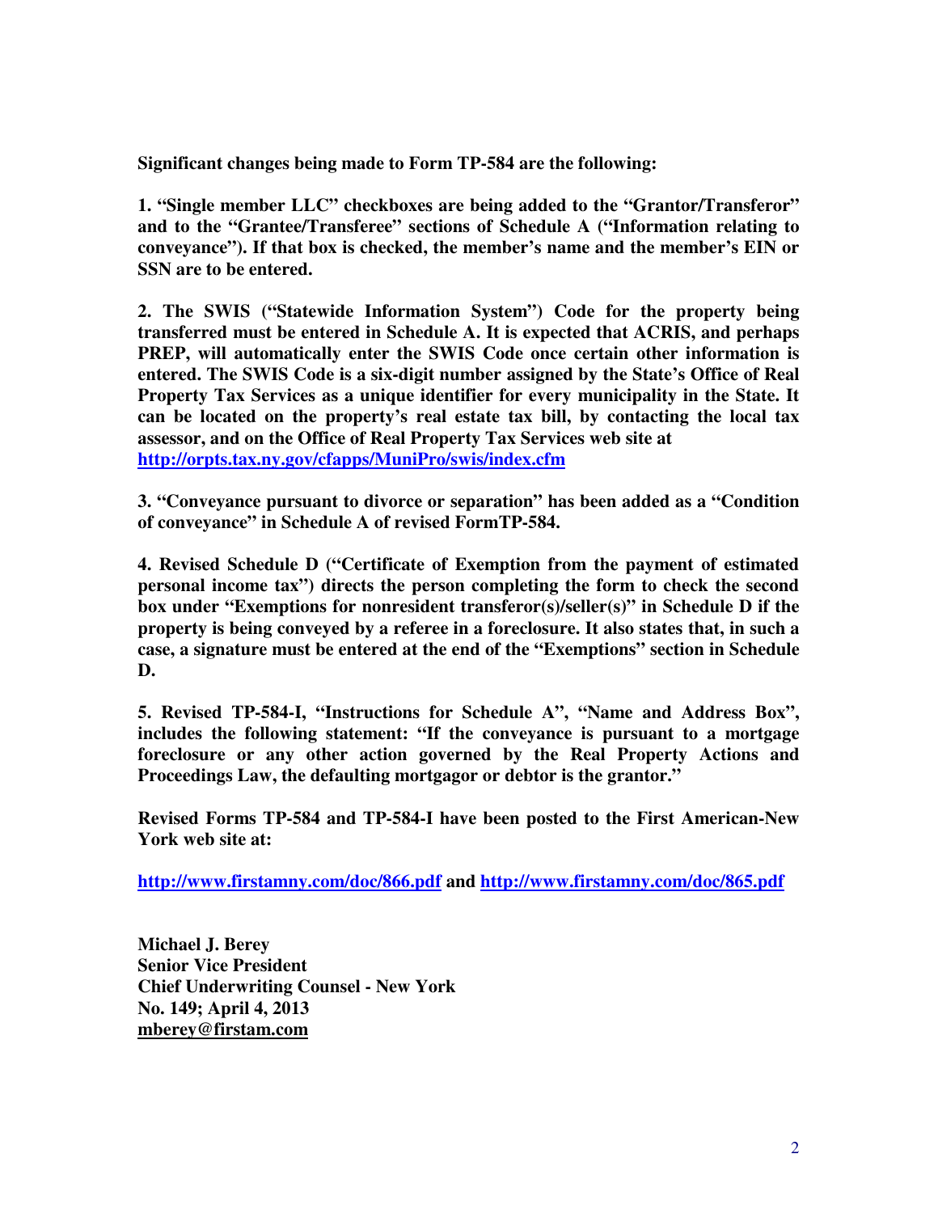**Significant changes being made to Form TP-584 are the following:**

**1. "Single member LLC" checkboxes are being added to the "Grantor/Transferor" and to the "Grantee/Transferee" sections of Schedule A ("Information relating to conveyance"). If that box is checked, the member's name and the member's EIN or SSN are to be entered.**

**2. The SWIS ("Statewide Information System") Code for the property being transferred must be entered in Schedule A. It is expected that ACRIS, and perhaps PREP, will automatically enter the SWIS Code once certain other information is entered. The SWIS Code is a six-digit number assigned by the State's Office of Real Property Tax Services as a unique identifier for every municipality in the State. It can be located on the property's real estate tax bill, by contacting the local tax assessor, and on the Office of Real Property Tax Services web site at [http://orpts.tax.ny.gov/cfapps/MuniPro/swis/index.cfm](http://orpts.tax.ny.gov/cfapps/MuniPro/swis/index.cfm)**

**3. "Conveyance pursuant to divorce or separation" has been added as a "Condition of conveyance" in Schedule A of revised FormTP-584.**

**4. Revised Schedule D ("Certificate of Exemption from the payment of estimated personal income tax") directs the person completing the form to check the second box under "Exemptions for nonresident transferor(s)/seller(s)" in Schedule D if the property is being conveyed by a referee in a foreclosure. It also states that, in such a case, a signature must be entered at the end of the "Exemptions" section in Schedule D.**

**5. Revised TP-584-I, "Instructions for Schedule A", "Name and Address Box", includes the following statement: "If the conveyance is pursuant to a mortgage foreclosure or any other action governed by the Real Property Actions and Proceedings Law, the defaulting mortgagor or debtor is the grantor."**

**Revised Forms TP-584 and TP-584-I have been posted to the First American-New York web site at:**

**[http://www.firstamny.com/doc/866.pdf](http://www.firstamny.com/doc/866.pdf) and [http://www.firstamny.com/doc/865.pdf](http://www.firstamny.com/doc/865.pdf)**

**Michael J. Berey**
**Senior Vice President**
**Chief Underwriting Counsel - New York**
**No. 149; April 4, 2013**
**mberey@firstam.com**